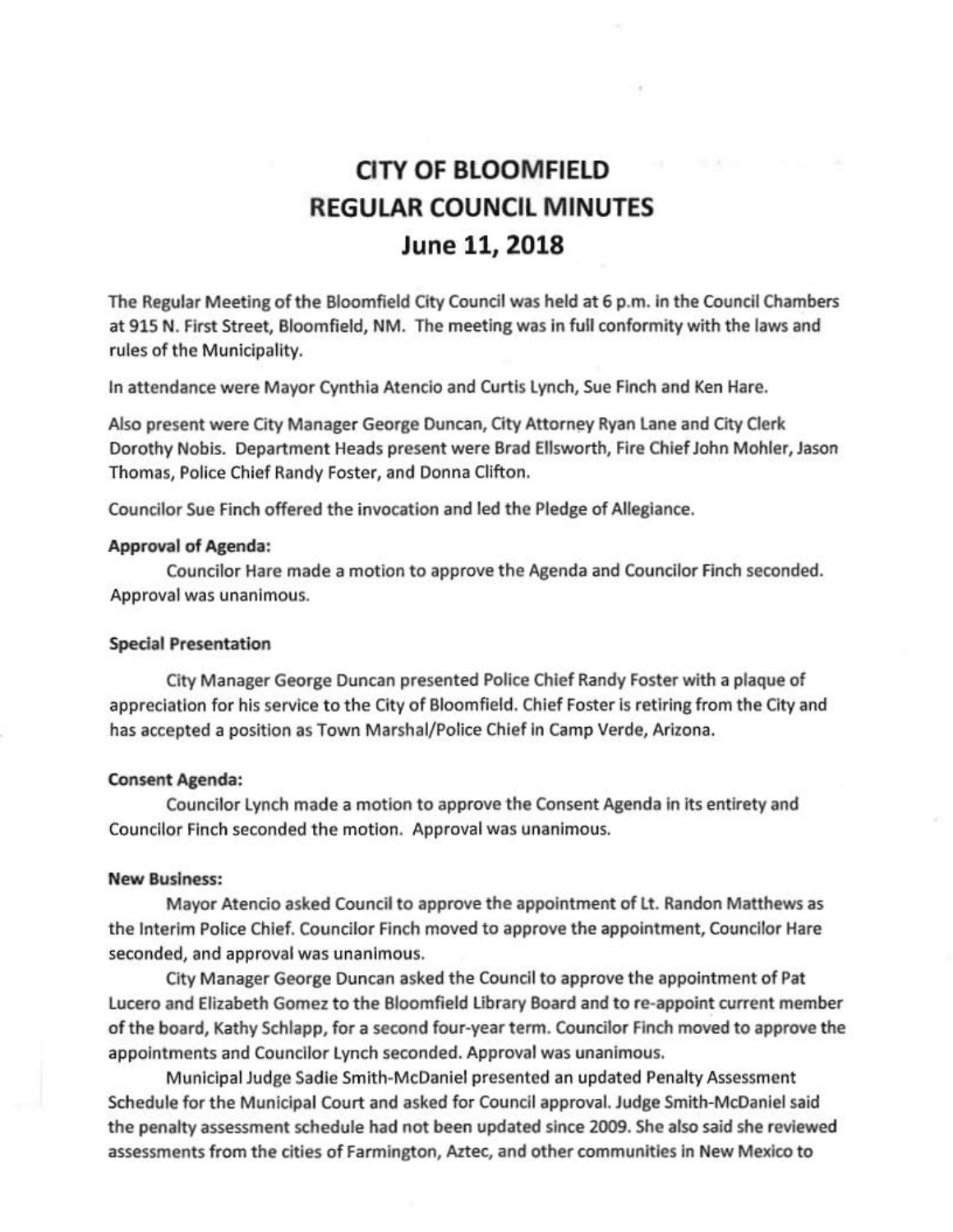# CITY OF BLOOMFIELD
# REGULAR COUNCIL MINUTES
# June 11, 2018

The Regular Meeting of the Bloomfield City Council was held at 6 p.m. in the Council Chambers at 915 N. First Street, Bloomfield, NM. The meeting was in full conformity with the laws and rules of the Municipality.

In attendance were Mayor Cynthia Atencio and Curtis Lynch, Sue Finch and Ken Hare.

Also present were City Manager George Duncan, City Attorney Ryan Lane and City Clerk Dorothy Nobis. Department Heads present were Brad Ellsworth, Fire Chief John Mohler, Jason Thomas, Police Chief Randy Foster, and Donna Clifton.

Councilor Sue Finch offered the invocation and led the Pledge of Allegiance.

**Approval of Agenda:**

Councilor Hare made a motion to approve the Agenda and Councilor Finch seconded. Approval was unanimous.

**Special Presentation**

City Manager George Duncan presented Police Chief Randy Foster with a plaque of appreciation for his service to the City of Bloomfield. Chief Foster is retiring from the City and has accepted a position as Town Marshal/Police Chief in Camp Verde, Arizona.

**Consent Agenda:**

Councilor Lynch made a motion to approve the Consent Agenda in its entirety and Councilor Finch seconded the motion. Approval was unanimous.

**New Business:**

Mayor Atencio asked Council to approve the appointment of Lt. Randon Matthews as the Interim Police Chief. Councilor Finch moved to approve the appointment, Councilor Hare seconded, and approval was unanimous.

City Manager George Duncan asked the Council to approve the appointment of Pat Lucero and Elizabeth Gomez to the Bloomfield Library Board and to re-appoint current member of the board, Kathy Schlapp, for a second four-year term. Councilor Finch moved to approve the appointments and Councilor Lynch seconded. Approval was unanimous.

Municipal Judge Sadie Smith-McDaniel presented an updated Penalty Assessment Schedule for the Municipal Court and asked for Council approval. Judge Smith-McDaniel said the penalty assessment schedule had not been updated since 2009. She also said she reviewed assessments from the cities of Farmington, Aztec, and other communities in New Mexico to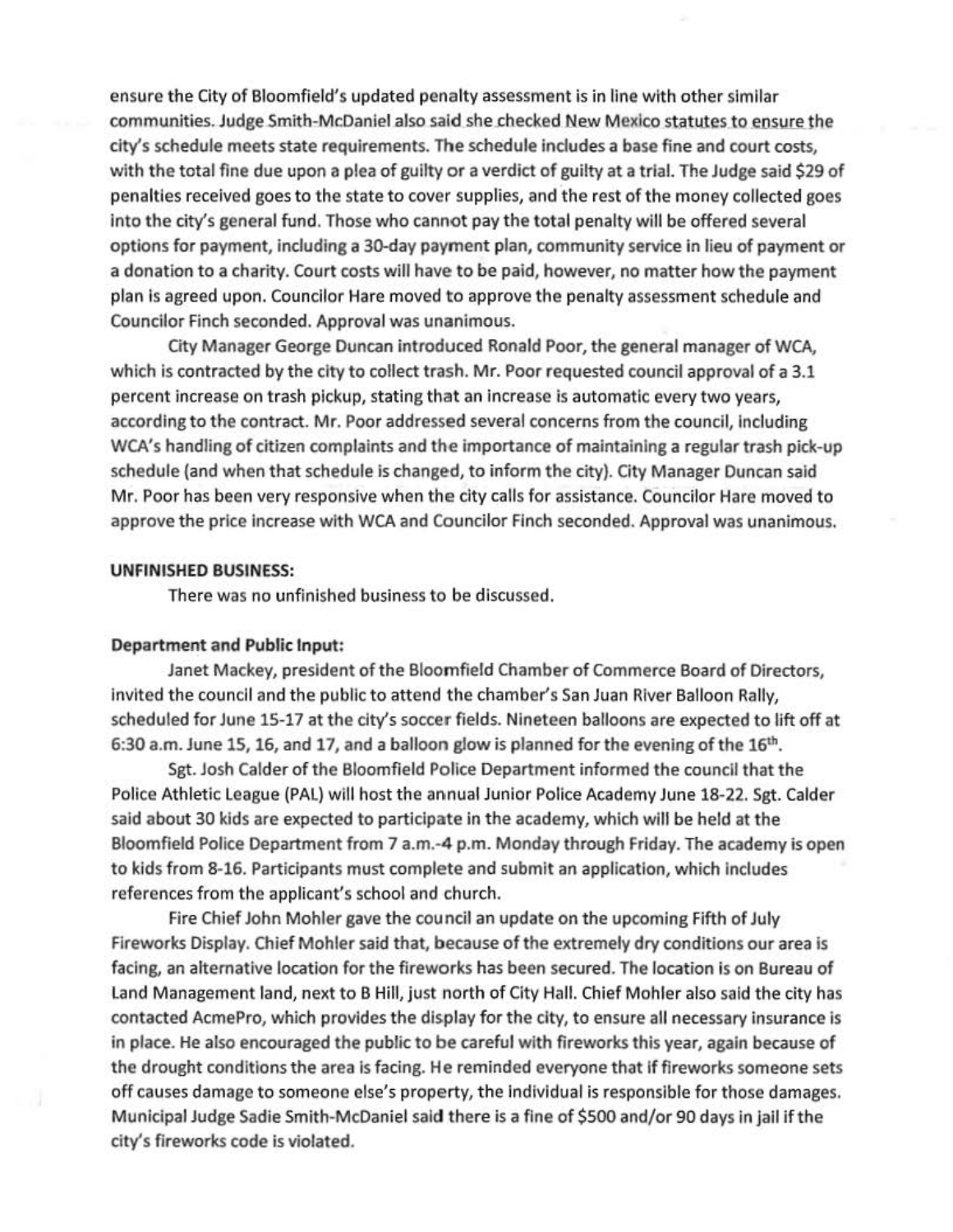ensure the City of Bloomfield's updated penalty assessment is in line with other similar communities. Judge Smith-McDaniel also said she checked New Mexico statutes to ensure the city's schedule meets state requirements. The schedule includes a base fine and court costs, with the total fine due upon a plea of guilty or a verdict of guilty at a trial. The Judge said $29 of penalties received goes to the state to cover supplies, and the rest of the money collected goes into the city's general fund. Those who cannot pay the total penalty will be offered several options for payment, including a 30-day payment plan, community service in lieu of payment or a donation to a charity. Court costs will have to be paid, however, no matter how the payment plan is agreed upon. Councilor Hare moved to approve the penalty assessment schedule and Councilor Finch seconded. Approval was unanimous.

City Manager George Duncan introduced Ronald Poor, the general manager of WCA, which is contracted by the city to collect trash. Mr. Poor requested council approval of a 3.1 percent increase on trash pickup, stating that an increase is automatic every two years, according to the contract. Mr. Poor addressed several concerns from the council, including WCA's handling of citizen complaints and the importance of maintaining a regular trash pick-up schedule (and when that schedule is changed, to inform the city). City Manager Duncan said Mr. Poor has been very responsive when the city calls for assistance. Councilor Hare moved to approve the price increase with WCA and Councilor Finch seconded. Approval was unanimous.

**UNFINISHED BUSINESS:**

There was no unfinished business to be discussed.

**Department and Public Input:**

Janet Mackey, president of the Bloomfield Chamber of Commerce Board of Directors, invited the council and the public to attend the chamber's San Juan River Balloon Rally, scheduled for June 15-17 at the city's soccer fields. Nineteen balloons are expected to lift off at 6:30 a.m. June 15, 16, and 17, and a balloon glow is planned for the evening of the 16th.

Sgt. Josh Calder of the Bloomfield Police Department informed the council that the Police Athletic League (PAL) will host the annual Junior Police Academy June 18-22. Sgt. Calder said about 30 kids are expected to participate in the academy, which will be held at the Bloomfield Police Department from 7 a.m.-4 p.m. Monday through Friday. The academy is open to kids from 8-16. Participants must complete and submit an application, which includes references from the applicant's school and church.

Fire Chief John Mohler gave the council an update on the upcoming Fifth of July Fireworks Display. Chief Mohler said that, because of the extremely dry conditions our area is facing, an alternative location for the fireworks has been secured. The location is on Bureau of Land Management land, next to B Hill, just north of City Hall. Chief Mohler also said the city has contacted AcmePro, which provides the display for the city, to ensure all necessary insurance is in place. He also encouraged the public to be careful with fireworks this year, again because of the drought conditions the area is facing. He reminded everyone that if fireworks someone sets off causes damage to someone else's property, the individual is responsible for those damages. Municipal Judge Sadie Smith-McDaniel said there is a fine of $500 and/or 90 days in jail if the city's fireworks code is violated.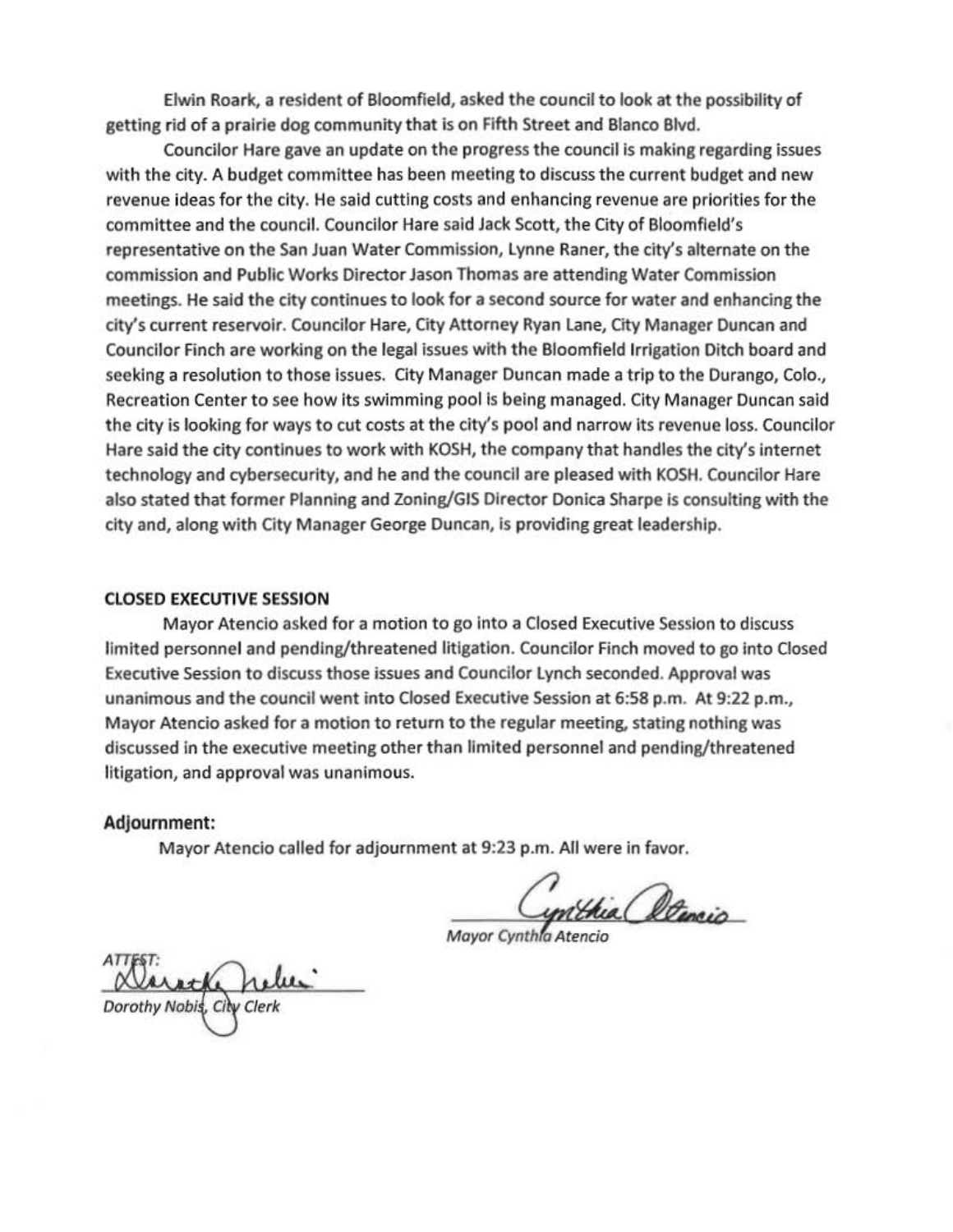Elwin Roark, a resident of Bloomfield, asked the council to look at the possibility of getting rid of a prairie dog community that is on Fifth Street and Blanco Blvd.

Councilor Hare gave an update on the progress the council is making regarding issues with the city. A budget committee has been meeting to discuss the current budget and new revenue ideas for the city. He said cutting costs and enhancing revenue are priorities for the committee and the council. Councilor Hare said Jack Scott, the City of Bloomfield's representative on the San Juan Water Commission, Lynne Raner, the city's alternate on the commission and Public Works Director Jason Thomas are attending Water Commission meetings. He said the city continues to look for a second source for water and enhancing the city's current reservoir. Councilor Hare, City Attorney Ryan Lane, City Manager Duncan and Councilor Finch are working on the legal issues with the Bloomfield Irrigation Ditch board and seeking a resolution to those issues. City Manager Duncan made a trip to the Durango, Colo., Recreation Center to see how its swimming pool is being managed. City Manager Duncan said the city is looking for ways to cut costs at the city's pool and narrow its revenue loss. Councilor Hare said the city continues to work with KOSH, the company that handles the city's internet technology and cybersecurity, and he and the council are pleased with KOSH. Councilor Hare also stated that former Planning and Zoning/GIS Director Donica Sharpe is consulting with the city and, along with City Manager George Duncan, is providing great leadership.

**CLOSED EXECUTIVE SESSION**

Mayor Atencio asked for a motion to go into a Closed Executive Session to discuss limited personnel and pending/threatened litigation. Councilor Finch moved to go into Closed Executive Session to discuss those issues and Councilor Lynch seconded. Approval was unanimous and the council went into Closed Executive Session at 6:58 p.m. At 9:22 p.m., Mayor Atencio asked for a motion to return to the regular meeting, stating nothing was discussed in the executive meeting other than limited personnel and pending/threatened litigation, and approval was unanimous.

**Adjournment:**

Mayor Atencio called for adjournment at 9:23 p.m. All were in favor.

*Mayor Cynthia Atencio*

*ATTEST:*

*Dorothy Nobis, City Clerk*